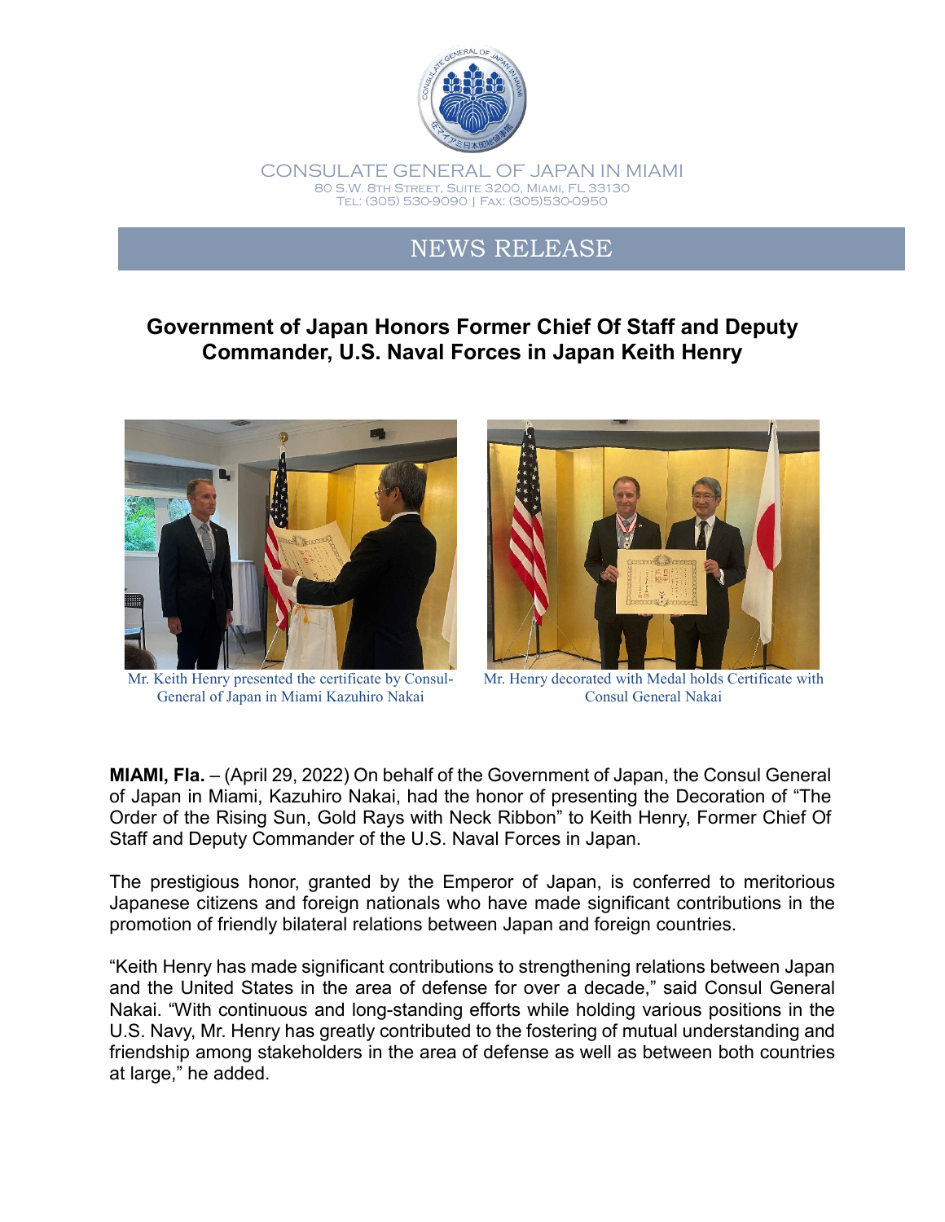CONSULATE GENERAL OF JAPAN IN MIAMI
80 S.W. 8TH STREET, SUITE 3200, MIAMI, FL 33130
TEL: (305) 530-9090 | FAX: (305)530-0950

# NEWS RELEASE

## Government of Japan Honors Former Chief Of Staff and Deputy Commander, U.S. Naval Forces in Japan Keith Henry

Mr. Keith Henry presented the certificate by Consul-General of Japan in Miami Kazuhiro Nakai

Mr. Henry decorated with Medal holds Certificate with Consul General Nakai

**MIAMI, Fla.** – (April 29, 2022) On behalf of the Government of Japan, the Consul General of Japan in Miami, Kazuhiro Nakai, had the honor of presenting the Decoration of "The Order of the Rising Sun, Gold Rays with Neck Ribbon" to Keith Henry, Former Chief Of Staff and Deputy Commander of the U.S. Naval Forces in Japan.

The prestigious honor, granted by the Emperor of Japan, is conferred to meritorious Japanese citizens and foreign nationals who have made significant contributions in the promotion of friendly bilateral relations between Japan and foreign countries.

"Keith Henry has made significant contributions to strengthening relations between Japan and the United States in the area of defense for over a decade," said Consul General Nakai. "With continuous and long-standing efforts while holding various positions in the U.S. Navy, Mr. Henry has greatly contributed to the fostering of mutual understanding and friendship among stakeholders in the area of defense as well as between both countries at large," he added.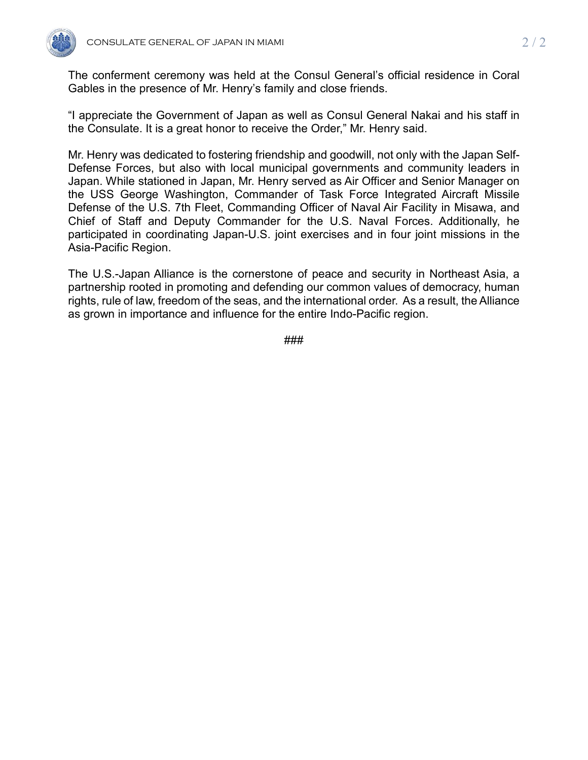The conferment ceremony was held at the Consul General's official residence in Coral Gables in the presence of Mr. Henry's family and close friends.

"I appreciate the Government of Japan as well as Consul General Nakai and his staff in the Consulate. It is a great honor to receive the Order," Mr. Henry said.

Mr. Henry was dedicated to fostering friendship and goodwill, not only with the Japan Self-Defense Forces, but also with local municipal governments and community leaders in Japan. While stationed in Japan, Mr. Henry served as Air Officer and Senior Manager on the USS George Washington, Commander of Task Force Integrated Aircraft Missile Defense of the U.S. 7th Fleet, Commanding Officer of Naval Air Facility in Misawa, and Chief of Staff and Deputy Commander for the U.S. Naval Forces. Additionally, he participated in coordinating Japan-U.S. joint exercises and in four joint missions in the Asia-Pacific Region.

The U.S.-Japan Alliance is the cornerstone of peace and security in Northeast Asia, a partnership rooted in promoting and defending our common values of democracy, human rights, rule of law, freedom of the seas, and the international order. As a result, the Alliance as grown in importance and influence for the entire Indo-Pacific region.

###